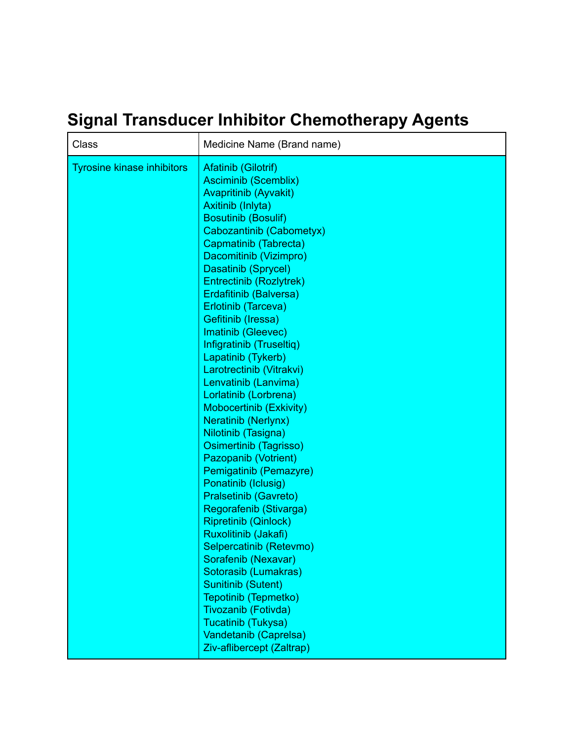# Signal Transducer Inhibitor Chemotherapy Agents

| Class | Medicine Name (Brand name) |
| --- | --- |
| Tyrosine kinase inhibitors | Afatinib (Gilotrif)<br>Asciminib (Scemblix)<br>Avapritinib (Ayvakit)<br>Axitinib (Inlyta)<br>Bosutinib (Bosulif)<br>Cabozantinib (Cabometyx)<br>Capmatinib (Tabrecta)<br>Dacomitinib (Vizimpro)<br>Dasatinib (Sprycel)<br>Entrectinib (Rozlytrek)<br>Erdafitinib (Balversa)<br>Erlotinib (Tarceva)<br>Gefitinib (Iressa)<br>Imatinib (Gleevec)<br>Infigratinib (Truseltiq)<br>Lapatinib (Tykerb)<br>Larotrectinib (Vitrakvi)<br>Lenvatinib (Lanvima)<br>Lorlatinib (Lorbrena)<br>Mobocertinib (Exkivity)<br>Neratinib (Nerlynx)<br>Nilotinib (Tasigna)<br>Osimertinib (Tagrisso)<br>Pazopanib (Votrient)<br>Pemigatinib (Pemazyre)<br>Ponatinib (Iclusig)<br>Pralsetinib (Gavreto)<br>Regorafenib (Stivarga)<br>Ripretinib (Qinlock)<br>Ruxolitinib (Jakafi)<br>Selpercatinib (Retevmo)<br>Sorafenib (Nexavar)<br>Sotorasib (Lumakras)<br>Sunitinib (Sutent)<br>Tepotinib (Tepmetko)<br>Tivozanib (Fotivda)<br>Tucatinib (Tukysa)<br>Vandetanib (Caprelsa)<br>Ziv-aflibercept (Zaltrap) |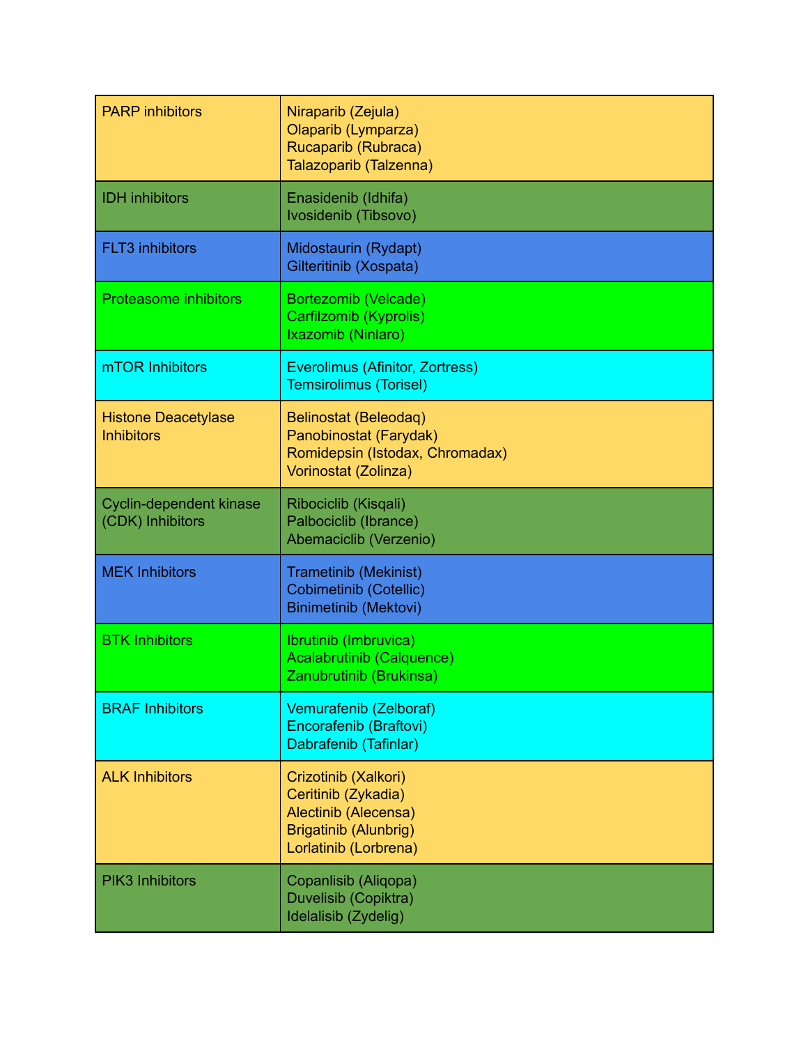| PARP inhibitors | Niraparib (Zejula)<br>Olaparib (Lymparza)<br>Rucaparib (Rubraca)<br>Talazoparib (Talzenna) |
|---|---|
| IDH inhibitors | Enasidenib (Idhifa)<br>Ivosidenib (Tibsovo) |
| FLT3 inhibitors | Midostaurin (Rydapt)<br>Gilteritinib (Xospata) |
| Proteasome inhibitors | Bortezomib (Velcade)<br>Carfilzomib (Kyprolis)<br>Ixazomib (Ninlaro) |
| mTOR Inhibitors | Everolimus (Afinitor, Zortress)<br>Temsirolimus (Torisel) |
| Histone Deacetylase Inhibitors | Belinostat (Beleodaq)<br>Panobinostat (Farydak)<br>Romidepsin (Istodax, Chromadax)<br>Vorinostat (Zolinza) |
| Cyclin-dependent kinase (CDK) Inhibitors | Ribociclib (Kisqali)<br>Palbociclib (Ibrance)<br>Abemaciclib (Verzenio) |
| MEK Inhibitors | Trametinib (Mekinist)<br>Cobimetinib (Cotellic)<br>Binimetinib (Mektovi) |
| BTK Inhibitors | Ibrutinib (Imbruvica)<br>Acalabrutinib (Calquence)<br>Zanubrutinib (Brukinsa) |
| BRAF Inhibitors | Vemurafenib (Zelboraf)<br>Encorafenib (Braftovi)<br>Dabrafenib (Tafinlar) |
| ALK Inhibitors | Crizotinib (Xalkori)<br>Ceritinib (Zykadia)<br>Alectinib (Alecensa)<br>Brigatinib (Alunbrig)<br>Lorlatinib (Lorbrena) |
| PIK3 Inhibitors | Copanlisib (Aliqopa)<br>Duvelisib (Copiktra)<br>Idelalisib (Zydelig) |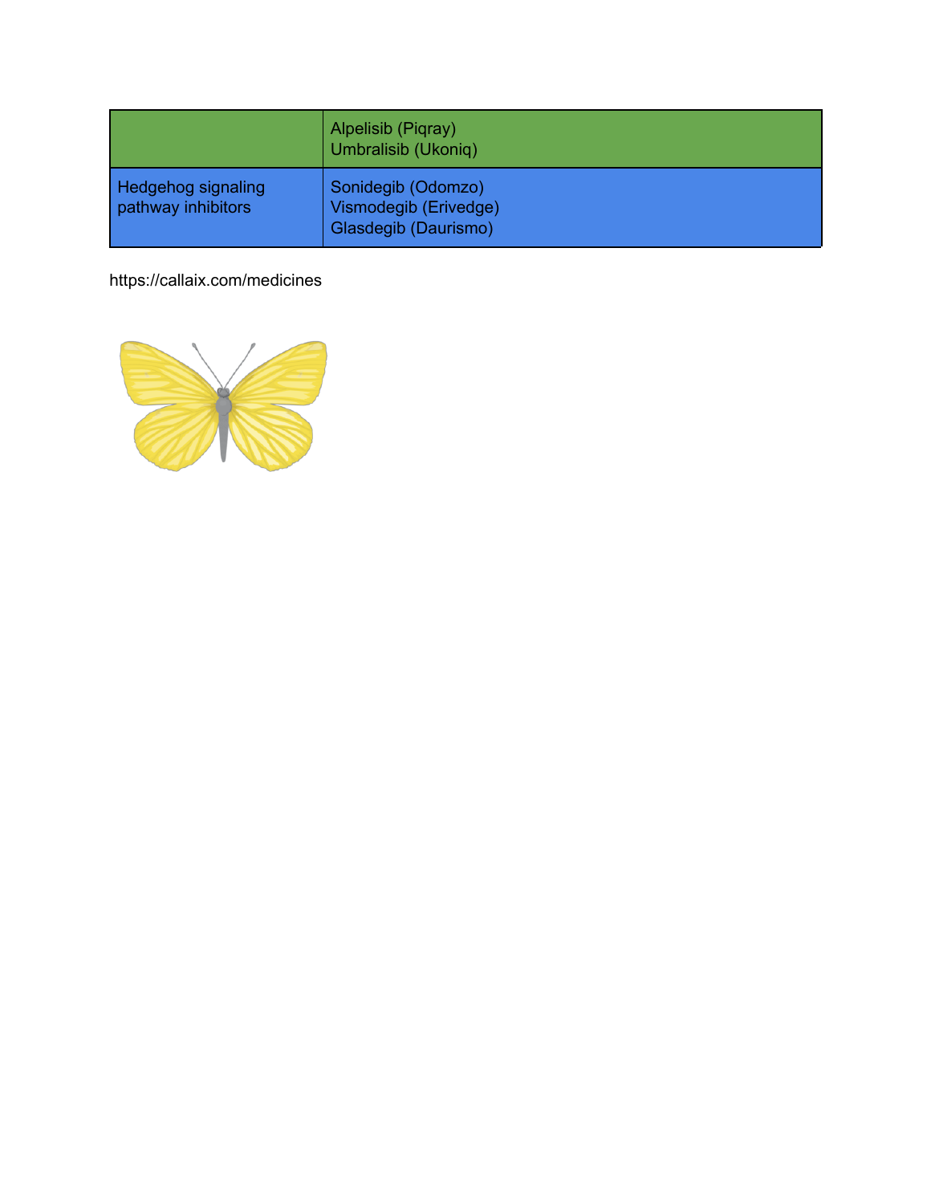| | |
|---|---|
| | Alpelisib (Piqray)<br>Umbralisib (Ukoniq) |
| Hedgehog signaling pathway inhibitors | Sonidegib (Odomzo)<br>Vismodegib (Erivedge)<br>Glasdegib (Daurismo) |

https://callaix.com/medicines